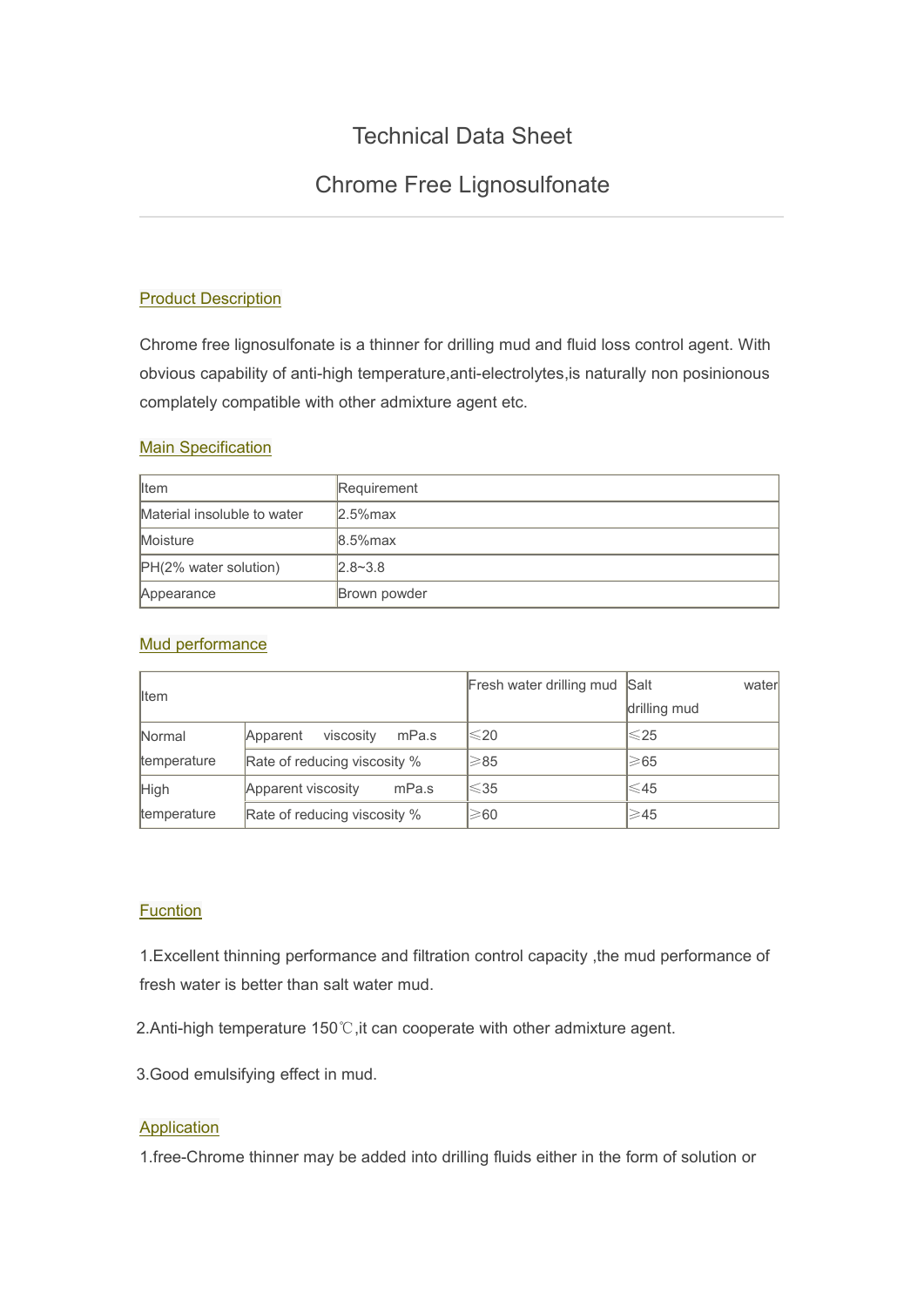// Technical Data Sheet

## Chrome Free Lignosulfonate

### Product Description

Chrome free lignosulfonate is a thinner for drilling mud and fluid loss control agent. With obvious capability of anti-high temperature,anti-electrolytes,is naturally non posinionous complately compatible with other admixture agent etc.

### Main Specification

| Item | Requirement |
|---|---|
| Material insoluble to water | 2.5%max |
| Moisture | 8.5%max |
| PH(2% water solution) | 2.8~3.8 |
| Appearance | Brown powder |

### Mud performance

| Item | | Fresh water drilling mud | Salt water drilling mud |
|---|---|---|---|
| Normal temperature | Apparent viscosity mPa.s | ≤20 | ≤25 |
| | Rate of reducing viscosity % | ≥85 | ≥65 |
| High temperature | Apparent viscosity mPa.s | ≤35 | ≤45 |
| | Rate of reducing viscosity % | ≥60 | ≥45 |

### Fucntion

1.Excellent thinning performance and filtration control capacity ,the mud performance of fresh water is better than salt water mud.

2.Anti-high temperature 150℃,it can cooperate with other admixture agent.

3.Good emulsifying effect in mud.

### Application

1.free-Chrome thinner may be added into drilling fluids either in the form of solution or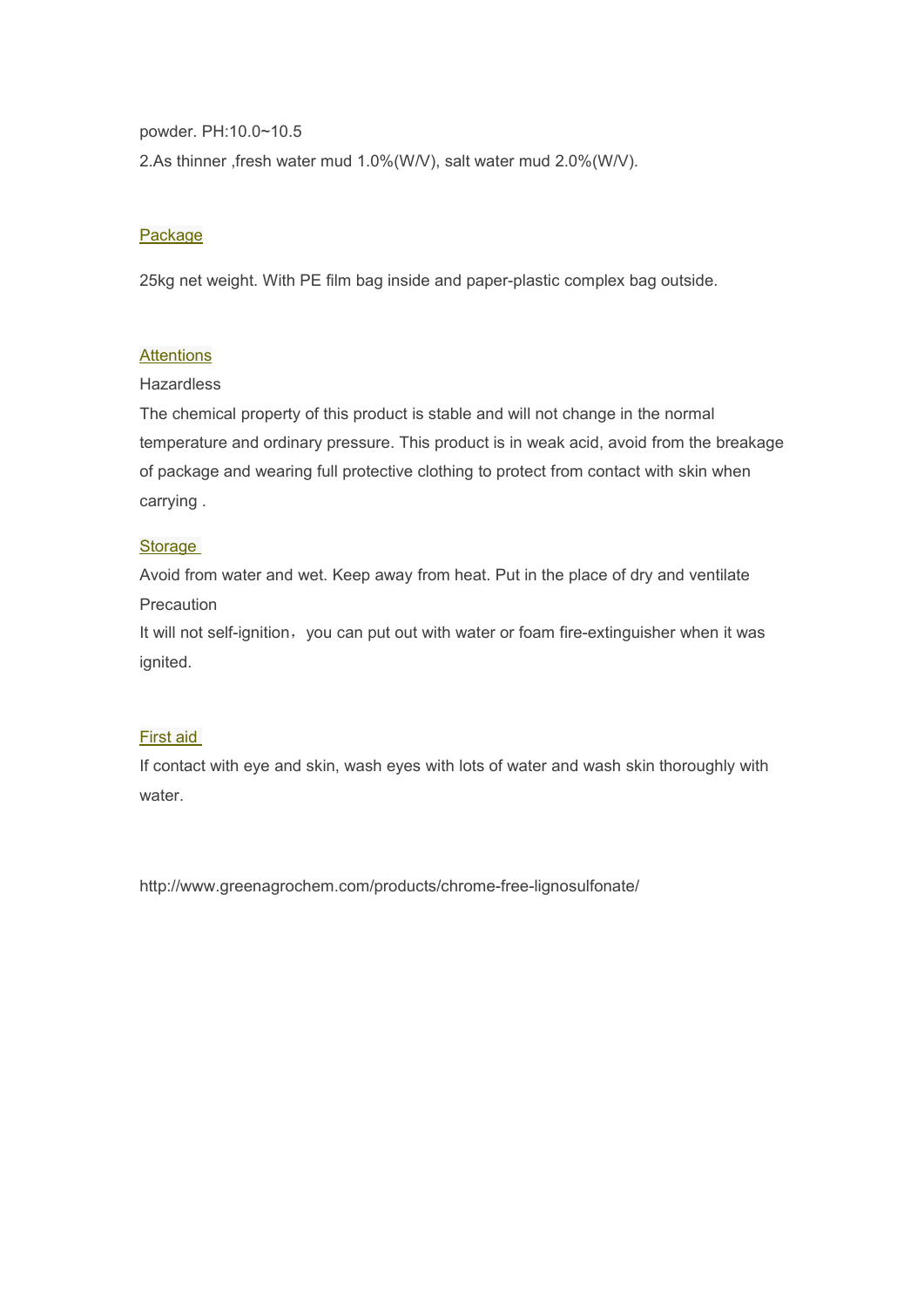powder. PH:10.0~10.5

2.As thinner ,fresh water mud 1.0%(W/V), salt water mud 2.0%(W/V).

## Package

25kg net weight. With PE film bag inside and paper-plastic complex bag outside.

## Attentions

Hazardless

The chemical property of this product is stable and will not change in the normal temperature and ordinary pressure. This product is in weak acid, avoid from the breakage of package and wearing full protective clothing to protect from contact with skin when carrying .

## Storage

Avoid from water and wet. Keep away from heat. Put in the place of dry and ventilate

Precaution

It will not self-ignition，you can put out with water or foam fire-extinguisher when it was ignited.

## First aid

If contact with eye and skin, wash eyes with lots of water and wash skin thoroughly with water.

http://www.greenagrochem.com/products/chrome-free-lignosulfonate/